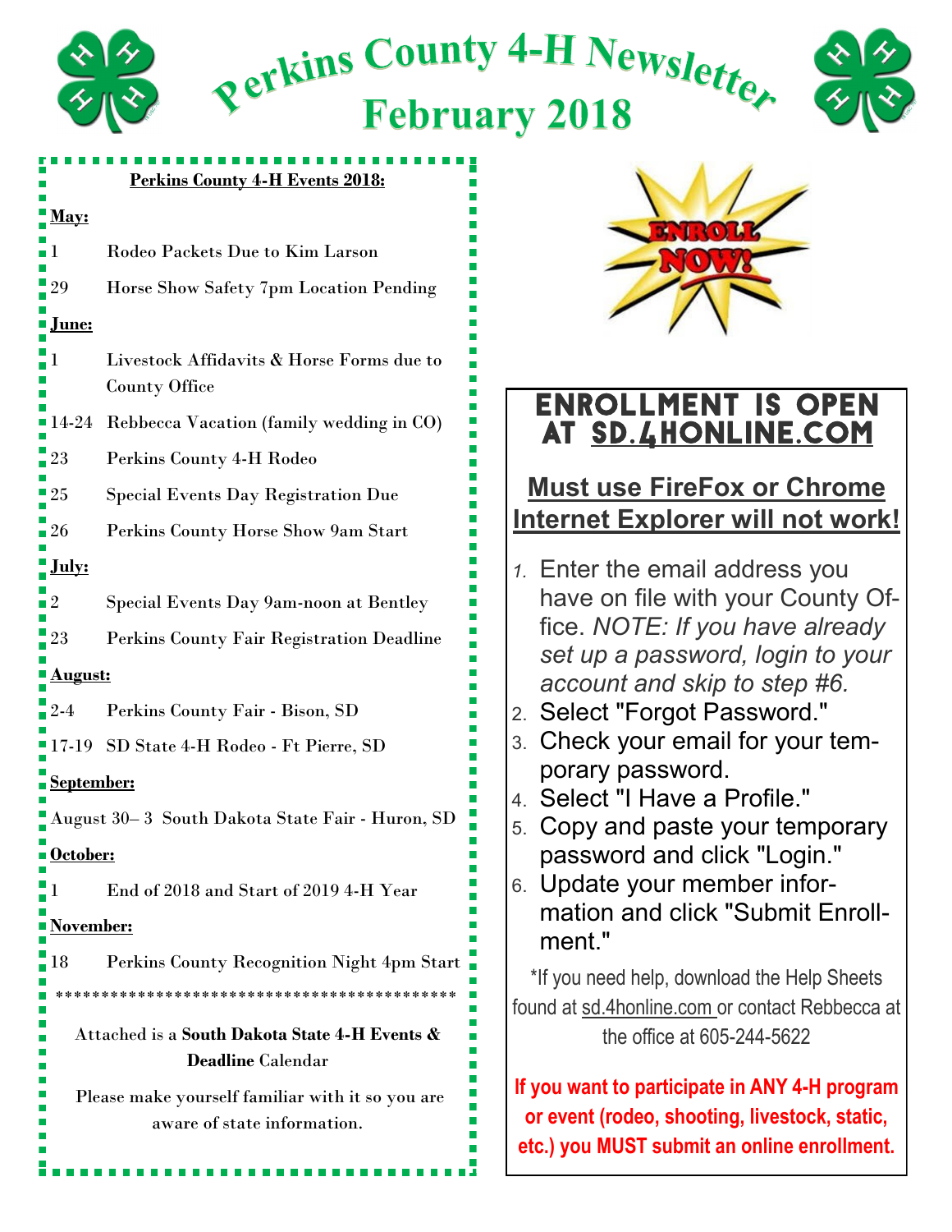# Perkins County 4-H Newsletter
# February 2018

**Perkins County 4-H Events 2018:**

**May:**

| | |
|---|---|
| 1 | Rodeo Packets Due to Kim Larson |
| 29 | Horse Show Safety 7pm Location Pending |

**June:**

| | |
|---|---|
| 1 | Livestock Affidavits & Horse Forms due to County Office |
| 14-24 | Rebbecca Vacation (family wedding in CO) |
| 23 | Perkins County 4-H Rodeo |
| 25 | Special Events Day Registration Due |
| 26 | Perkins County Horse Show 9am Start |

**July:**

| | |
|---|---|
| 2 | Special Events Day 9am-noon at Bentley |
| 23 | Perkins County Fair Registration Deadline |

**August:**

| | |
|---|---|
| 2-4 | Perkins County Fair - Bison, SD |
| 17-19 | SD State 4-H Rodeo - Ft Pierre, SD |

**September:**

August 30– 3 South Dakota State Fair - Huron, SD

**October:**

| | |
|---|---|
| 1 | End of 2018 and Start of 2019 4-H Year |

**November:**

| | |
|---|---|
| 18 | Perkins County Recognition Night 4pm Start |

*******************************************

Attached is a **South Dakota State 4-H Events & Deadline** Calendar

Please make yourself familiar with it so you are aware of state information.

ENROLL NOW!

## ENROLLMENT IS OPEN AT SD.4HONLINE.COM

**Must use FireFox or Chrome**
**Internet Explorer will not work!**

1. Enter the email address you have on file with your County Office. *NOTE: If you have already set up a password, login to your account and skip to step #6.*
2. Select "Forgot Password."
3. Check your email for your temporary password.
4. Select "I Have a Profile."
5. Copy and paste your temporary password and click "Login."
6. Update your member information and click "Submit Enrollment."

*If you need help, download the Help Sheets found at sd.4honline.com or contact Rebbecca at the office at 605-244-5622

**If you want to participate in ANY 4-H program or event (rodeo, shooting, livestock, static, etc.) you MUST submit an online enrollment.**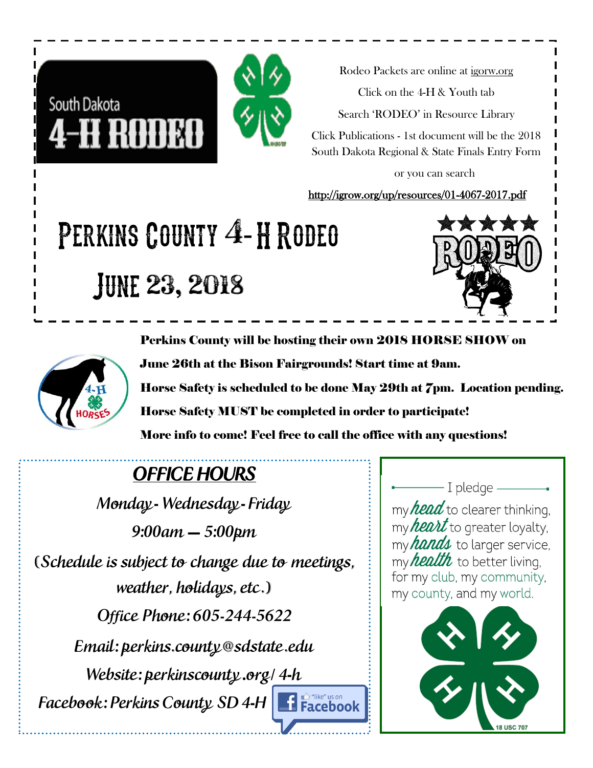South Dakota

4-H RODEO

Rodeo Packets are online at igorw.org

Click on the 4-H & Youth tab

Search 'RODEO' in Resource Library

Click Publications - 1st document will be the 2018 South Dakota Regional & State Finals Entry Form

or you can search

http://igrow.org/up/resources/01-4067-2017.pdf

# Perkins County 4-H Rodeo

# June 23, 2018

**Perkins County will be hosting their own 2018 HORSE SHOW on June 26th at the Bison Fairgrounds! Start time at 9am.**

**Horse Safety is scheduled to be done May 29th at 7pm. Location pending.**

**Horse Safety MUST be completed in order to participate!**

**More info to come! Feel free to call the office with any questions!**

## *OFFICE HOURS*

*Monday - Wednesday - Friday*

*9:00am — 5:00pm*

*(Schedule is subject to change due to meetings, weather, holidays, etc.)*

*Office Phone: 605-244-5622*

*Email: perkins.county@sdstate.edu*

*Website: perkinscounty.org/4-h*

*Facebook: Perkins County SD 4-H*

I pledge

my ***head*** to clearer thinking,
my ***heart*** to greater loyalty,
my ***hands*** to larger service,
my ***health*** to better living,
for my club, my community,
my county, and my world.

18 USC 707